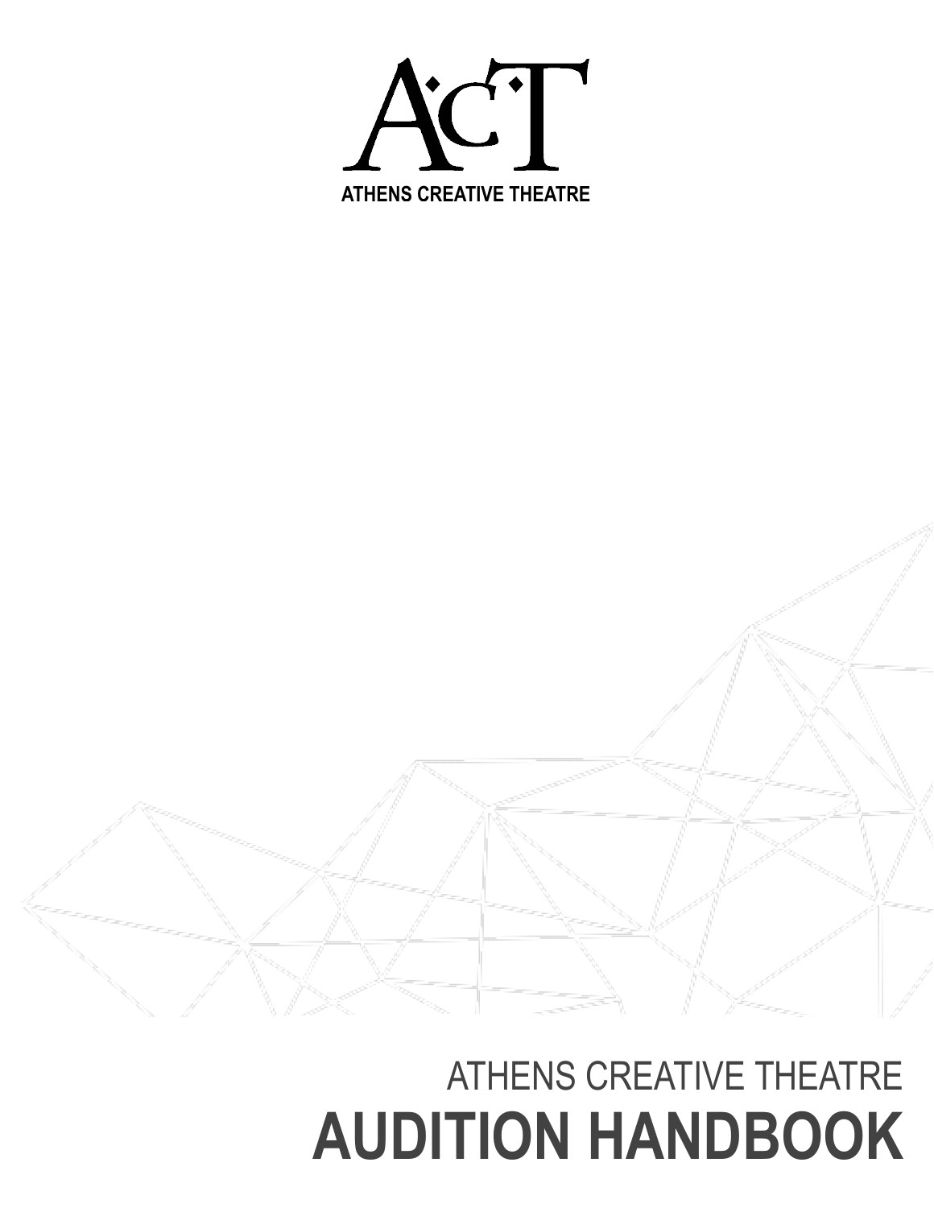ACT

ATHENS CREATIVE THEATRE

ATHENS CREATIVE THEATRE

# AUDITION HANDBOOK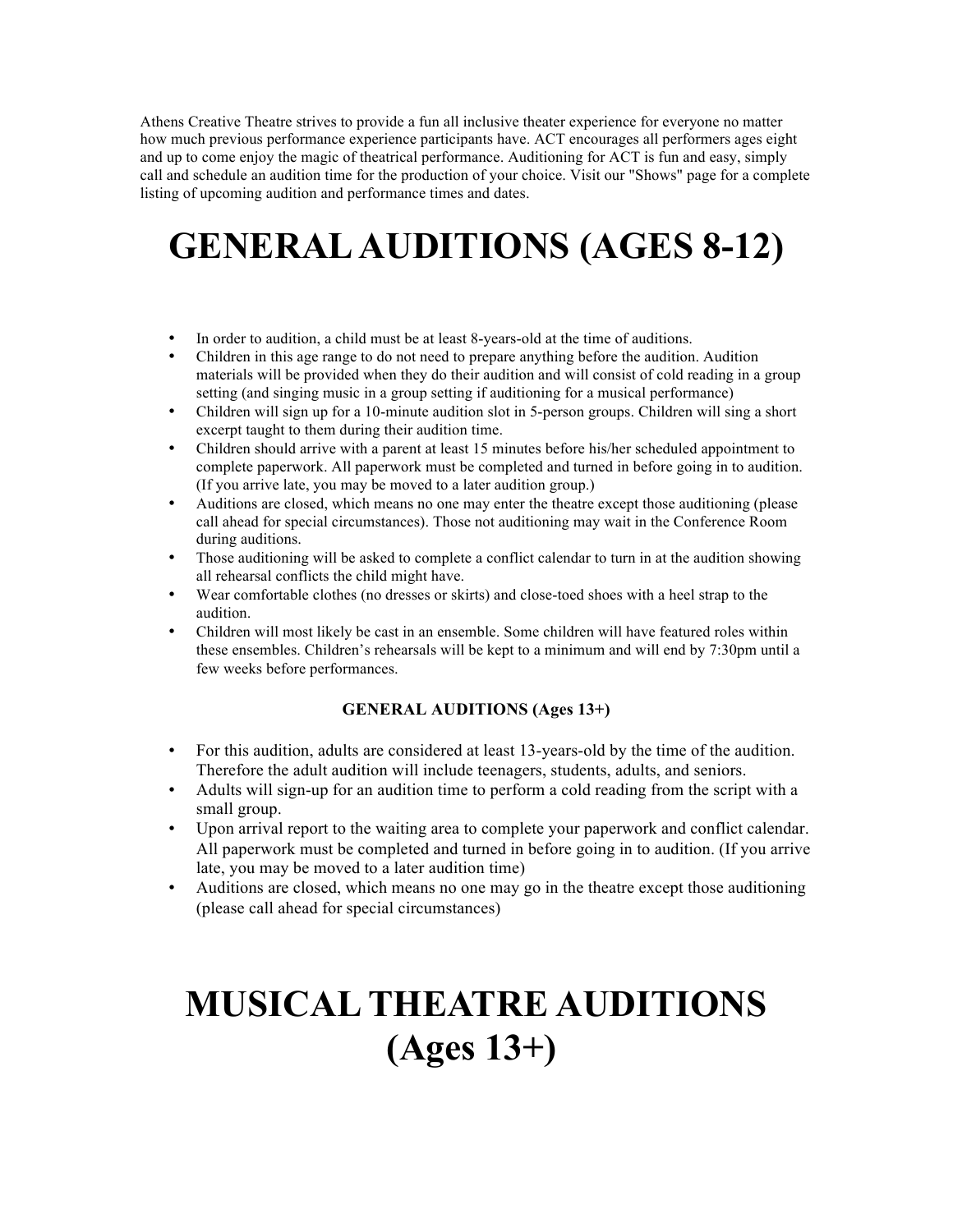Athens Creative Theatre strives to provide a fun all inclusive theater experience for everyone no matter how much previous performance experience participants have. ACT encourages all performers ages eight and up to come enjoy the magic of theatrical performance. Auditioning for ACT is fun and easy, simply call and schedule an audition time for the production of your choice. Visit our "Shows" page for a complete listing of upcoming audition and performance times and dates.

# GENERAL AUDITIONS (AGES 8-12)

- In order to audition, a child must be at least 8-years-old at the time of auditions.
- Children in this age range to do not need to prepare anything before the audition. Audition materials will be provided when they do their audition and will consist of cold reading in a group setting (and singing music in a group setting if auditioning for a musical performance)
- Children will sign up for a 10-minute audition slot in 5-person groups. Children will sing a short excerpt taught to them during their audition time.
- Children should arrive with a parent at least 15 minutes before his/her scheduled appointment to complete paperwork. All paperwork must be completed and turned in before going in to audition. (If you arrive late, you may be moved to a later audition group.)
- Auditions are closed, which means no one may enter the theatre except those auditioning (please call ahead for special circumstances). Those not auditioning may wait in the Conference Room during auditions.
- Those auditioning will be asked to complete a conflict calendar to turn in at the audition showing all rehearsal conflicts the child might have.
- Wear comfortable clothes (no dresses or skirts) and close-toed shoes with a heel strap to the audition.
- Children will most likely be cast in an ensemble. Some children will have featured roles within these ensembles. Children's rehearsals will be kept to a minimum and will end by 7:30pm until a few weeks before performances.

### GENERAL AUDITIONS (Ages 13+)

- For this audition, adults are considered at least 13-years-old by the time of the audition. Therefore the adult audition will include teenagers, students, adults, and seniors.
- Adults will sign-up for an audition time to perform a cold reading from the script with a small group.
- Upon arrival report to the waiting area to complete your paperwork and conflict calendar. All paperwork must be completed and turned in before going in to audition. (If you arrive late, you may be moved to a later audition time)
- Auditions are closed, which means no one may go in the theatre except those auditioning (please call ahead for special circumstances)

# MUSICAL THEATRE AUDITIONS (Ages 13+)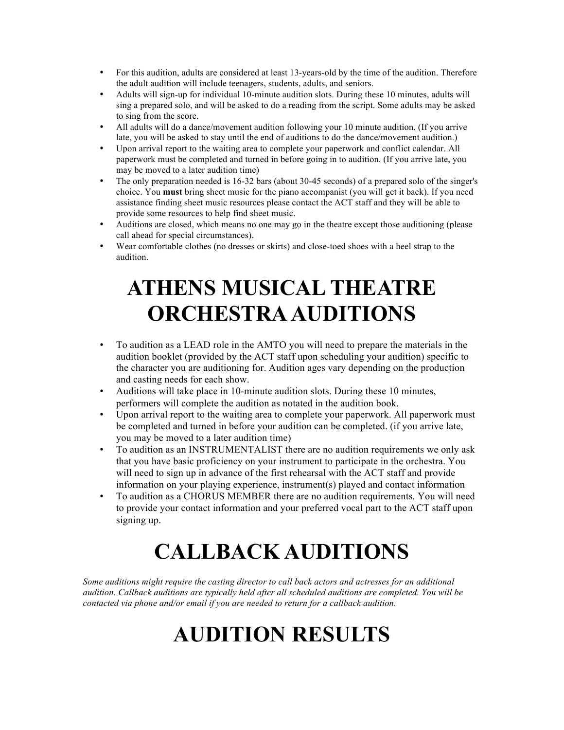- For this audition, adults are considered at least 13-years-old by the time of the audition. Therefore the adult audition will include teenagers, students, adults, and seniors.
- Adults will sign-up for individual 10-minute audition slots. During these 10 minutes, adults will sing a prepared solo, and will be asked to do a reading from the script. Some adults may be asked to sing from the score.
- All adults will do a dance/movement audition following your 10 minute audition. (If you arrive late, you will be asked to stay until the end of auditions to do the dance/movement audition.)
- Upon arrival report to the waiting area to complete your paperwork and conflict calendar. All paperwork must be completed and turned in before going in to audition. (If you arrive late, you may be moved to a later audition time)
- The only preparation needed is 16-32 bars (about 30-45 seconds) of a prepared solo of the singer's choice. You **must** bring sheet music for the piano accompanist (you will get it back). If you need assistance finding sheet music resources please contact the ACT staff and they will be able to provide some resources to help find sheet music.
- Auditions are closed, which means no one may go in the theatre except those auditioning (please call ahead for special circumstances).
- Wear comfortable clothes (no dresses or skirts) and close-toed shoes with a heel strap to the audition.

# ATHENS MUSICAL THEATRE ORCHESTRA AUDITIONS

- To audition as a LEAD role in the AMTO you will need to prepare the materials in the audition booklet (provided by the ACT staff upon scheduling your audition) specific to the character you are auditioning for. Audition ages vary depending on the production and casting needs for each show.
- Auditions will take place in 10-minute audition slots. During these 10 minutes, performers will complete the audition as notated in the audition book.
- Upon arrival report to the waiting area to complete your paperwork. All paperwork must be completed and turned in before your audition can be completed. (if you arrive late, you may be moved to a later audition time)
- To audition as an INSTRUMENTALIST there are no audition requirements we only ask that you have basic proficiency on your instrument to participate in the orchestra. You will need to sign up in advance of the first rehearsal with the ACT staff and provide information on your playing experience, instrument(s) played and contact information
- To audition as a CHORUS MEMBER there are no audition requirements. You will need to provide your contact information and your preferred vocal part to the ACT staff upon signing up.

# CALLBACK AUDITIONS

*Some auditions might require the casting director to call back actors and actresses for an additional audition. Callback auditions are typically held after all scheduled auditions are completed. You will be contacted via phone and/or email if you are needed to return for a callback audition.*

# AUDITION RESULTS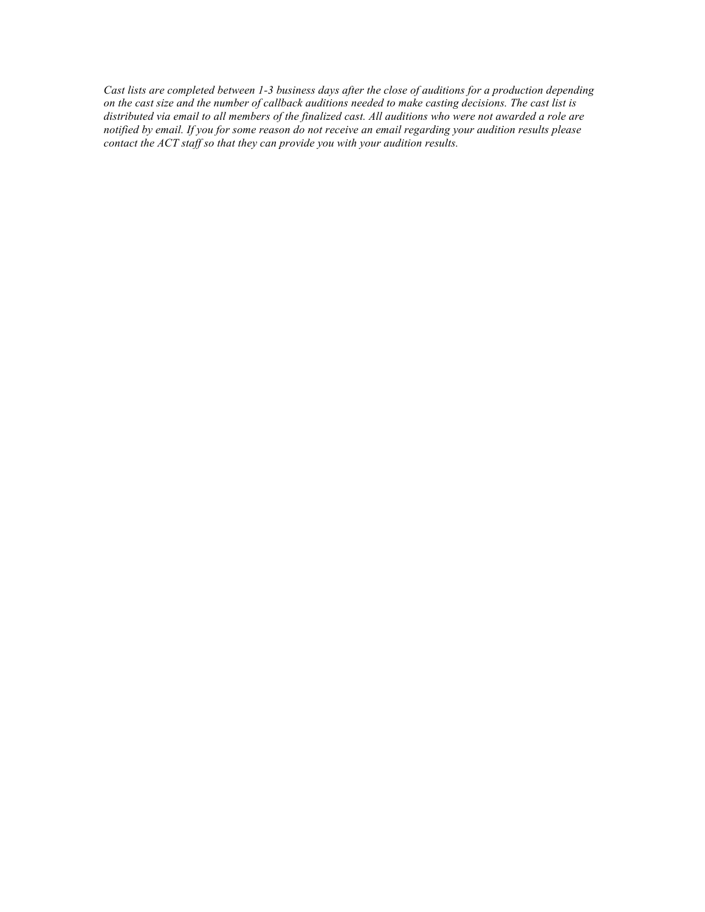*Cast lists are completed between 1-3 business days after the close of auditions for a production depending on the cast size and the number of callback auditions needed to make casting decisions. The cast list is distributed via email to all members of the finalized cast. All auditions who were not awarded a role are notified by email. If you for some reason do not receive an email regarding your audition results please contact the ACT staff so that they can provide you with your audition results.*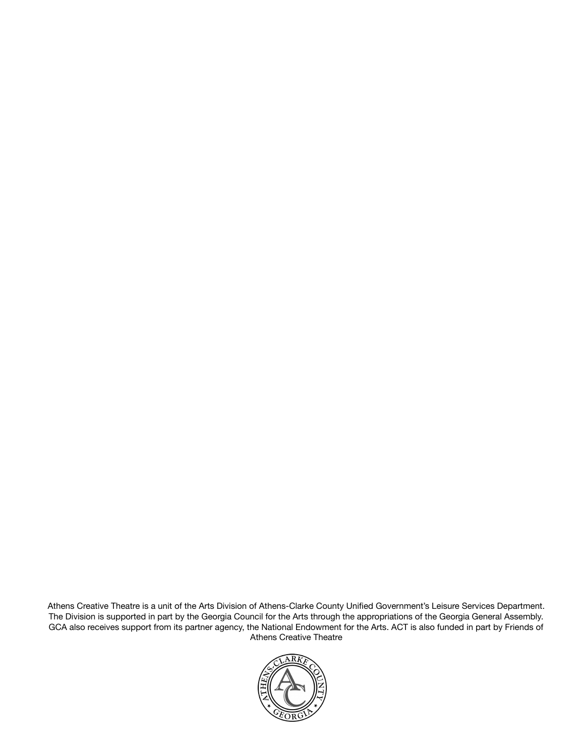Athens Creative Theatre is a unit of the Arts Division of Athens-Clarke County Unified Government's Leisure Services Department. The Division is supported in part by the Georgia Council for the Arts through the appropriations of the Georgia General Assembly. GCA also receives support from its partner agency, the National Endowment for the Arts. ACT is also funded in part by Friends of Athens Creative Theatre